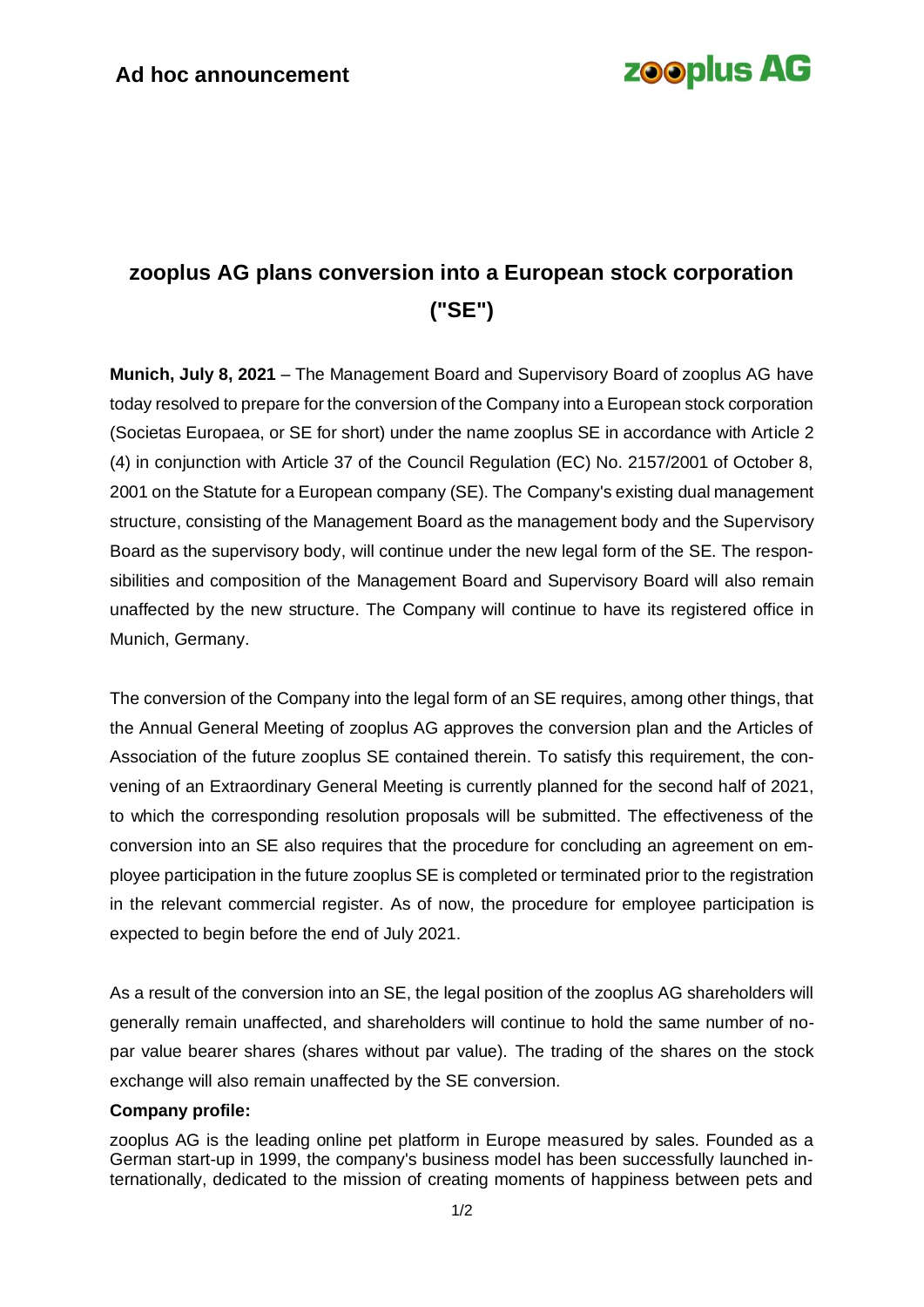**Ad hoc announcement**

**zooplus AG**

# zooplus AG plans conversion into a European stock corporation ("SE")

**Munich, July 8, 2021** – The Management Board and Supervisory Board of zooplus AG have today resolved to prepare for the conversion of the Company into a European stock corporation (Societas Europaea, or SE for short) under the name zooplus SE in accordance with Article 2 (4) in conjunction with Article 37 of the Council Regulation (EC) No. 2157/2001 of October 8, 2001 on the Statute for a European company (SE). The Company's existing dual management structure, consisting of the Management Board as the management body and the Supervisory Board as the supervisory body, will continue under the new legal form of the SE. The responsibilities and composition of the Management Board and Supervisory Board will also remain unaffected by the new structure. The Company will continue to have its registered office in Munich, Germany.

The conversion of the Company into the legal form of an SE requires, among other things, that the Annual General Meeting of zooplus AG approves the conversion plan and the Articles of Association of the future zooplus SE contained therein. To satisfy this requirement, the convening of an Extraordinary General Meeting is currently planned for the second half of 2021, to which the corresponding resolution proposals will be submitted. The effectiveness of the conversion into an SE also requires that the procedure for concluding an agreement on employee participation in the future zooplus SE is completed or terminated prior to the registration in the relevant commercial register. As of now, the procedure for employee participation is expected to begin before the end of July 2021.

As a result of the conversion into an SE, the legal position of the zooplus AG shareholders will generally remain unaffected, and shareholders will continue to hold the same number of no-par value bearer shares (shares without par value). The trading of the shares on the stock exchange will also remain unaffected by the SE conversion.

**Company profile:**

zooplus AG is the leading online pet platform in Europe measured by sales. Founded as a German start-up in 1999, the company's business model has been successfully launched internationally, dedicated to the mission of creating moments of happiness between pets and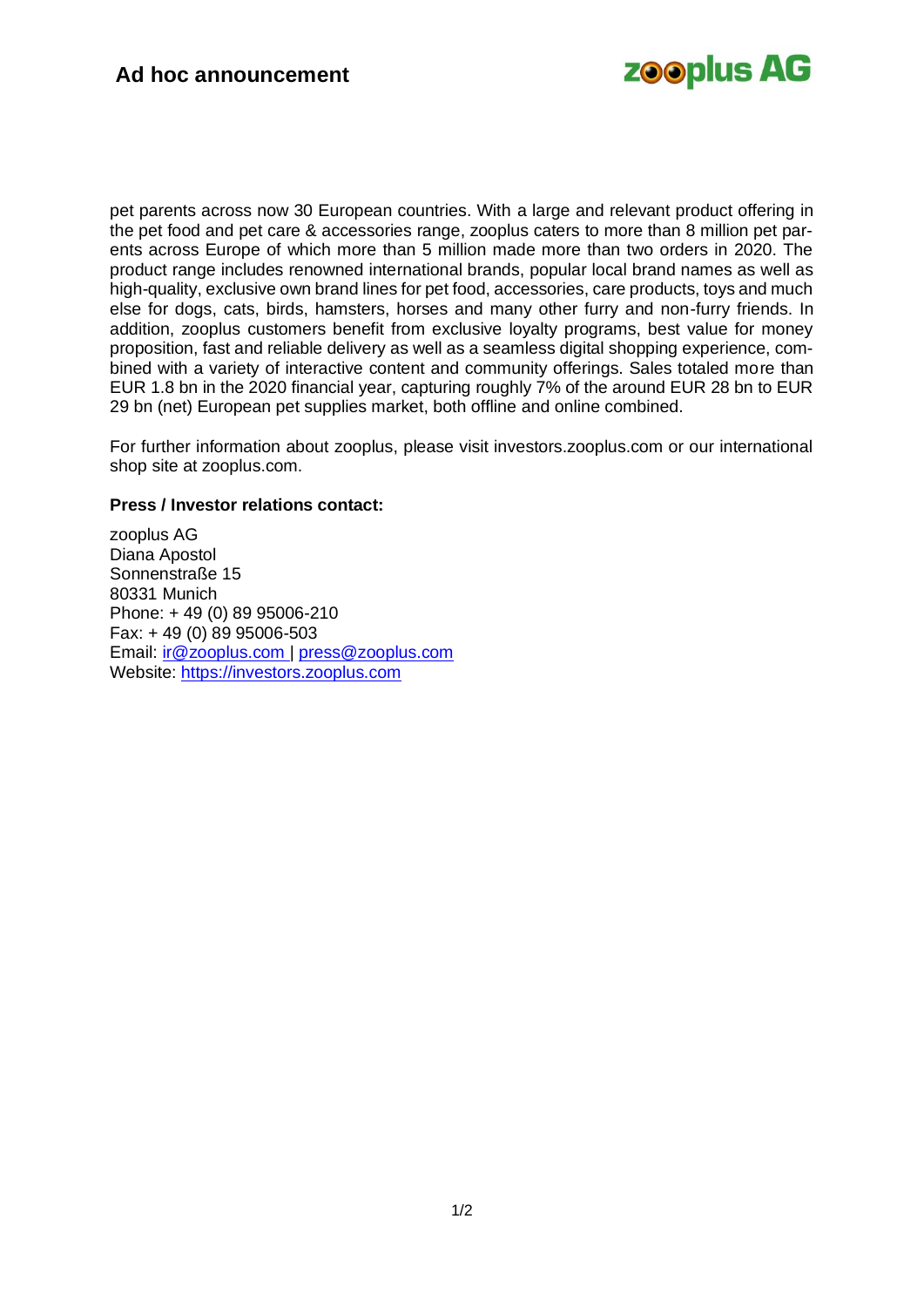pet parents across now 30 European countries. With a large and relevant product offering in the pet food and pet care & accessories range, zooplus caters to more than 8 million pet parents across Europe of which more than 5 million made more than two orders in 2020. The product range includes renowned international brands, popular local brand names as well as high-quality, exclusive own brand lines for pet food, accessories, care products, toys and much else for dogs, cats, birds, hamsters, horses and many other furry and non-furry friends. In addition, zooplus customers benefit from exclusive loyalty programs, best value for money proposition, fast and reliable delivery as well as a seamless digital shopping experience, combined with a variety of interactive content and community offerings. Sales totaled more than EUR 1.8 bn in the 2020 financial year, capturing roughly 7% of the around EUR 28 bn to EUR 29 bn (net) European pet supplies market, both offline and online combined.

For further information about zooplus, please visit investors.zooplus.com or our international shop site at zooplus.com.

**Press / Investor relations contact:**

zooplus AG
Diana Apostol
Sonnenstraße 15
80331 Munich
Phone: + 49 (0) 89 95006-210
Fax: + 49 (0) 89 95006-503
Email: ir@zooplus.com | press@zooplus.com
Website: https://investors.zooplus.com